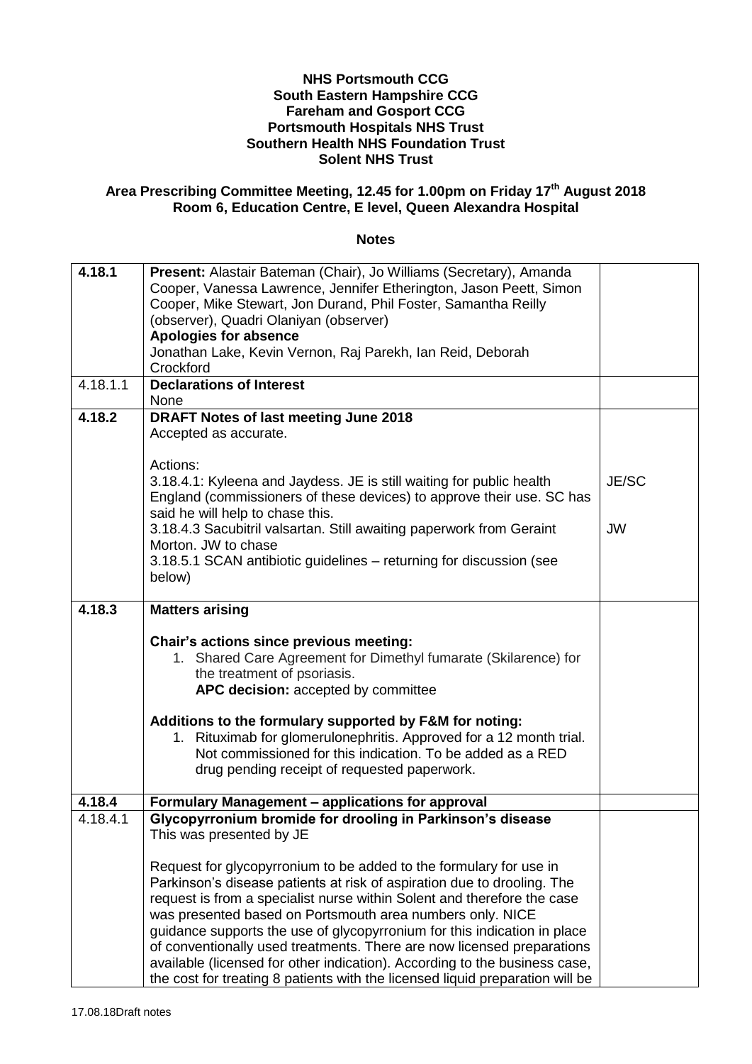**NHS Portsmouth CCG**
**South Eastern Hampshire CCG**
**Fareham and Gosport CCG**
**Portsmouth Hospitals NHS Trust**
**Southern Health NHS Foundation Trust**
**Solent NHS Trust**

**Area Prescribing Committee Meeting, 12.45 for 1.00pm on Friday 17th August 2018**
**Room 6, Education Centre, E level, Queen Alexandra Hospital**

**Notes**

| | | |
|---|---|---|
| **4.18.1** | **Present:** Alastair Bateman (Chair), Jo Williams (Secretary), Amanda Cooper, Vanessa Lawrence, Jennifer Etherington, Jason Peett, Simon Cooper, Mike Stewart, Jon Durand, Phil Foster, Samantha Reilly (observer), Quadri Olaniyan (observer)<br>**Apologies for absence**<br>Jonathan Lake, Kevin Vernon, Raj Parekh, Ian Reid, Deborah Crockford | |
| 4.18.1.1 | **Declarations of Interest**<br>None | |
| **4.18.2** | **DRAFT Notes of last meeting June 2018**<br>Accepted as accurate.<br><br>Actions:<br>3.18.4.1: Kyleena and Jaydess. JE is still waiting for public health England (commissioners of these devices) to approve their use. SC has said he will help to chase this.<br>3.18.4.3 Sacubitril valsartan. Still awaiting paperwork from Geraint Morton. JW to chase<br>3.18.5.1 SCAN antibiotic guidelines – returning for discussion (see below) | <br><br><br><br>JE/SC<br><br><br>JW |
| **4.18.3** | **Matters arising**<br><br>**Chair's actions since previous meeting:**<br>1. Shared Care Agreement for Dimethyl fumarate (Skilarence) for the treatment of psoriasis.<br>**APC decision:** accepted by committee<br><br>**Additions to the formulary supported by F&M for noting:**<br>1. Rituximab for glomerulonephritis. Approved for a 12 month trial. Not commissioned for this indication. To be added as a RED drug pending receipt of requested paperwork. | |
| **4.18.4** | **Formulary Management – applications for approval** | |
| 4.18.4.1 | **Glycopyrronium bromide for drooling in Parkinson's disease**<br>This was presented by JE<br><br>Request for glycopyrronium to be added to the formulary for use in Parkinson's disease patients at risk of aspiration due to drooling. The request is from a specialist nurse within Solent and therefore the case was presented based on Portsmouth area numbers only. NICE guidance supports the use of glycopyrronium for this indication in place of conventionally used treatments. There are now licensed preparations available (licensed for other indication). According to the business case, the cost for treating 8 patients with the licensed liquid preparation will be | |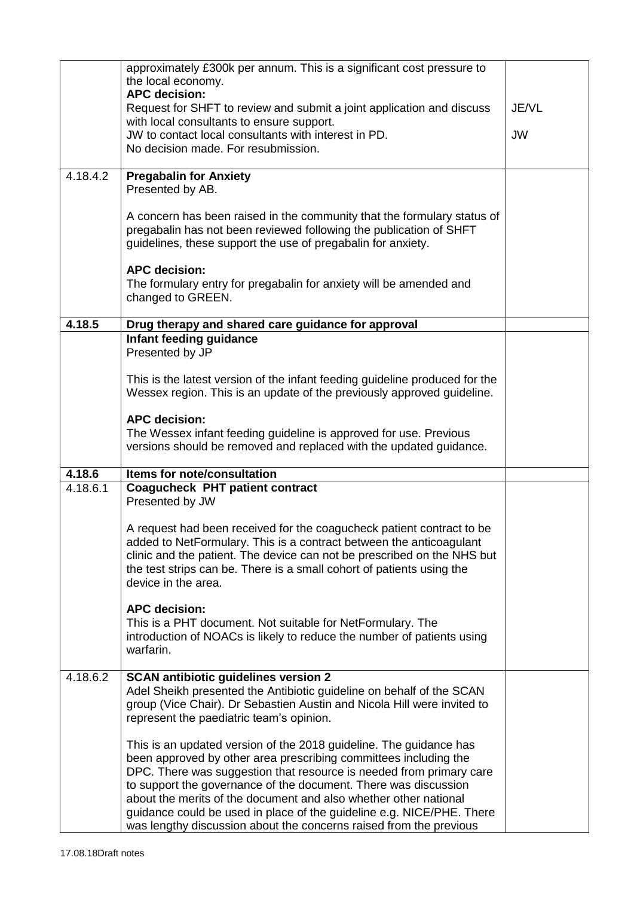| | | |
|---|---|---|
| | approximately £300k per annum. This is a significant cost pressure to the local economy.<br>**APC decision:**<br>Request for SHFT to review and submit a joint application and discuss with local consultants to ensure support.<br>JW to contact local consultants with interest in PD.<br>No decision made. For resubmission. | JE/VL<br><br>JW |
| 4.18.4.2 | **Pregabalin for Anxiety**<br>Presented by AB.<br><br>A concern has been raised in the community that the formulary status of pregabalin has not been reviewed following the publication of SHFT guidelines, these support the use of pregabalin for anxiety.<br><br>**APC decision:**<br>The formulary entry for pregabalin for anxiety will be amended and changed to GREEN. | |
| **4.18.5** | **Drug therapy and shared care guidance for approval** | |
| | **Infant feeding guidance**<br>Presented by JP<br><br>This is the latest version of the infant feeding guideline produced for the Wessex region. This is an update of the previously approved guideline.<br><br>**APC decision:**<br>The Wessex infant feeding guideline is approved for use. Previous versions should be removed and replaced with the updated guidance. | |
| **4.18.6** | **Items for note/consultation** | |
| 4.18.6.1 | **Coagucheck PHT patient contract**<br>Presented by JW<br><br>A request had been received for the coagucheck patient contract to be added to NetFormulary. This is a contract between the anticoagulant clinic and the patient. The device can not be prescribed on the NHS but the test strips can be. There is a small cohort of patients using the device in the area.<br><br>**APC decision:**<br>This is a PHT document. Not suitable for NetFormulary. The introduction of NOACs is likely to reduce the number of patients using warfarin. | |
| 4.18.6.2 | **SCAN antibiotic guidelines version 2**<br>Adel Sheikh presented the Antibiotic guideline on behalf of the SCAN group (Vice Chair). Dr Sebastien Austin and Nicola Hill were invited to represent the paediatric team's opinion.<br><br>This is an updated version of the 2018 guideline. The guidance has been approved by other area prescribing committees including the DPC. There was suggestion that resource is needed from primary care to support the governance of the document. There was discussion about the merits of the document and also whether other national guidance could be used in place of the guideline e.g. NICE/PHE. There was lengthy discussion about the concerns raised from the previous | |

17.08.18Draft notes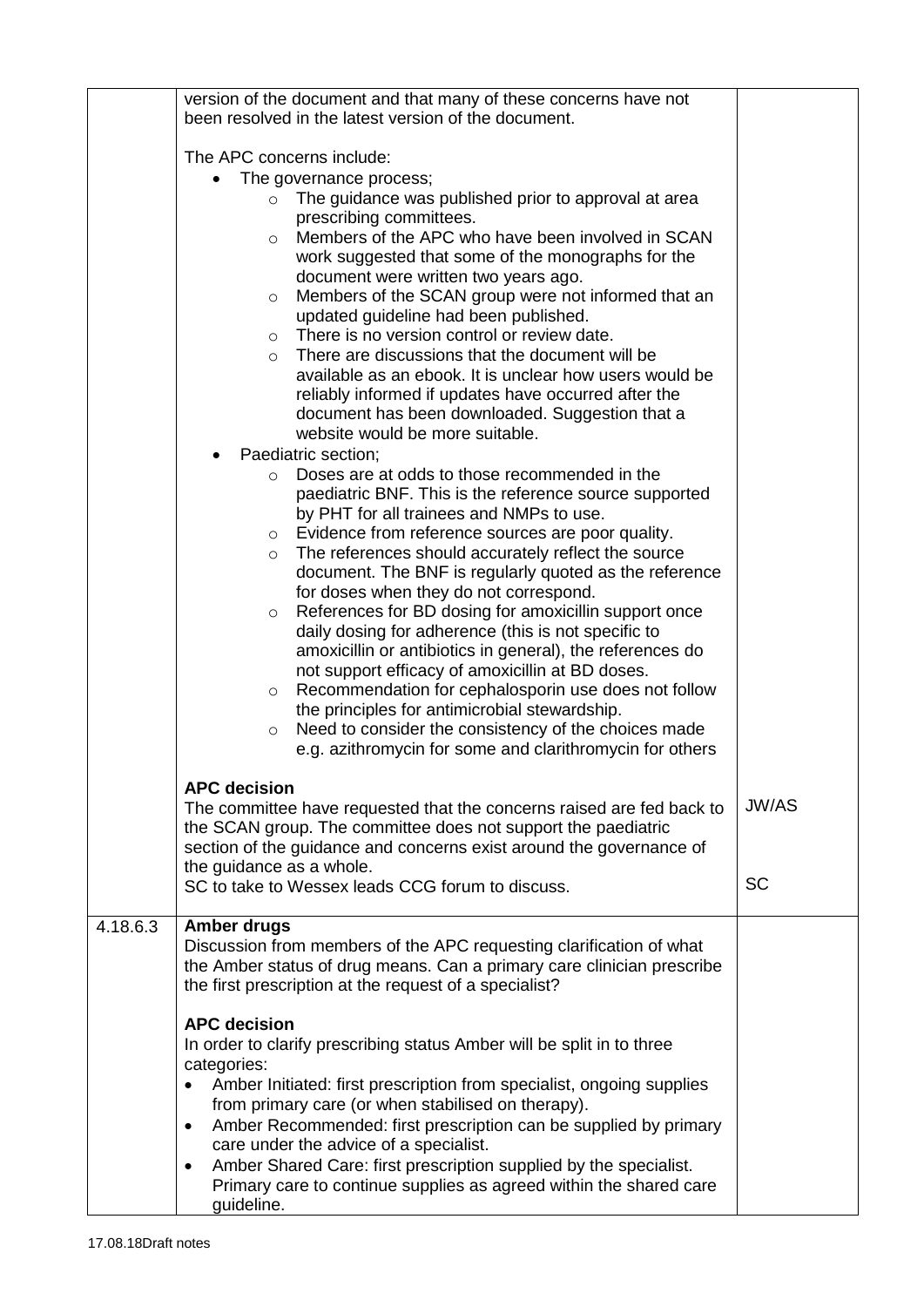| | | |
|---|---|---|
| | version of the document and that many of these concerns have not been resolved in the latest version of the document.<br><br>The APC concerns include:<br>• The governance process;<br>  ○ The guidance was published prior to approval at area prescribing committees.<br>  ○ Members of the APC who have been involved in SCAN work suggested that some of the monographs for the document were written two years ago.<br>  ○ Members of the SCAN group were not informed that an updated guideline had been published.<br>  ○ There is no version control or review date.<br>  ○ There are discussions that the document will be available as an ebook. It is unclear how users would be reliably informed if updates have occurred after the document has been downloaded. Suggestion that a website would be more suitable.<br>• Paediatric section;<br>  ○ Doses are at odds to those recommended in the paediatric BNF. This is the reference source supported by PHT for all trainees and NMPs to use.<br>  ○ Evidence from reference sources are poor quality.<br>  ○ The references should accurately reflect the source document. The BNF is regularly quoted as the reference for doses when they do not correspond.<br>  ○ References for BD dosing for amoxicillin support once daily dosing for adherence (this is not specific to amoxicillin or antibiotics in general), the references do not support efficacy of amoxicillin at BD doses.<br>  ○ Recommendation for cephalosporin use does not follow the principles for antimicrobial stewardship.<br>  ○ Need to consider the consistency of the choices made e.g. azithromycin for some and clarithromycin for others<br><br>**APC decision**<br>The committee have requested that the concerns raised are fed back to the SCAN group. The committee does not support the paediatric section of the guidance and concerns exist around the governance of the guidance as a whole.<br>SC to take to Wessex leads CCG forum to discuss. | <br><br><br><br><br><br><br><br><br><br><br><br><br><br><br><br><br><br><br><br><br><br><br><br><br><br><br><br>JW/AS<br><br><br><br>SC |
| 4.18.6.3 | **Amber drugs**<br>Discussion from members of the APC requesting clarification of what the Amber status of drug means. Can a primary care clinician prescribe the first prescription at the request of a specialist?<br><br>**APC decision**<br>In order to clarify prescribing status Amber will be split in to three categories:<br>• Amber Initiated: first prescription from specialist, ongoing supplies from primary care (or when stabilised on therapy).<br>• Amber Recommended: first prescription can be supplied by primary care under the advice of a specialist.<br>• Amber Shared Care: first prescription supplied by the specialist. Primary care to continue supplies as agreed within the shared care guideline. | |

17.08.18Draft notes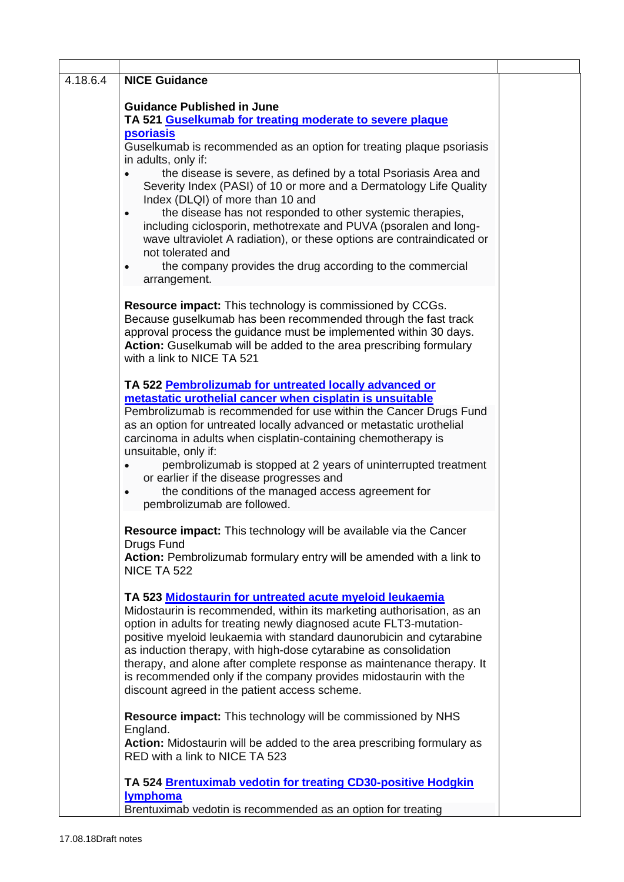| | | |
|---|---|---|
| 4.18.6.4 | **NICE Guidance**<br><br>**Guidance Published in June**<br>**TA 521 [Guselkumab for treating moderate to severe plaque psoriasis]()**<br>Guselkumab is recommended as an option for treating plaque psoriasis in adults, only if:<br>• the disease is severe, as defined by a total Psoriasis Area and Severity Index (PASI) of 10 or more and a Dermatology Life Quality Index (DLQI) of more than 10 and<br>• the disease has not responded to other systemic therapies, including ciclosporin, methotrexate and PUVA (psoralen and long-wave ultraviolet A radiation), or these options are contraindicated or not tolerated and<br>• the company provides the drug according to the commercial arrangement.<br><br>**Resource impact:** This technology is commissioned by CCGs. Because guselkumab has been recommended through the fast track approval process the guidance must be implemented within 30 days.<br>**Action:** Guselkumab will be added to the area prescribing formulary with a link to NICE TA 521<br><br>**TA 522 [Pembrolizumab for untreated locally advanced or metastatic urothelial cancer when cisplatin is unsuitable]()**<br>Pembrolizumab is recommended for use within the Cancer Drugs Fund as an option for untreated locally advanced or metastatic urothelial carcinoma in adults when cisplatin-containing chemotherapy is unsuitable, only if:<br>• pembrolizumab is stopped at 2 years of uninterrupted treatment or earlier if the disease progresses and<br>• the conditions of the managed access agreement for pembrolizumab are followed.<br><br>**Resource impact:** This technology will be available via the Cancer Drugs Fund<br>**Action:** Pembrolizumab formulary entry will be amended with a link to NICE TA 522<br><br>**TA 523 [Midostaurin for untreated acute myeloid leukaemia]()**<br>Midostaurin is recommended, within its marketing authorisation, as an option in adults for treating newly diagnosed acute FLT3-mutation-positive myeloid leukaemia with standard daunorubicin and cytarabine as induction therapy, with high-dose cytarabine as consolidation therapy, and alone after complete response as maintenance therapy. It is recommended only if the company provides midostaurin with the discount agreed in the patient access scheme.<br><br>**Resource impact:** This technology will be commissioned by NHS England.<br>**Action:** Midostaurin will be added to the area prescribing formulary as RED with a link to NICE TA 523<br><br>**TA 524 [Brentuximab vedotin for treating CD30-positive Hodgkin lymphoma]()**<br>Brentuximab vedotin is recommended as an option for treating | |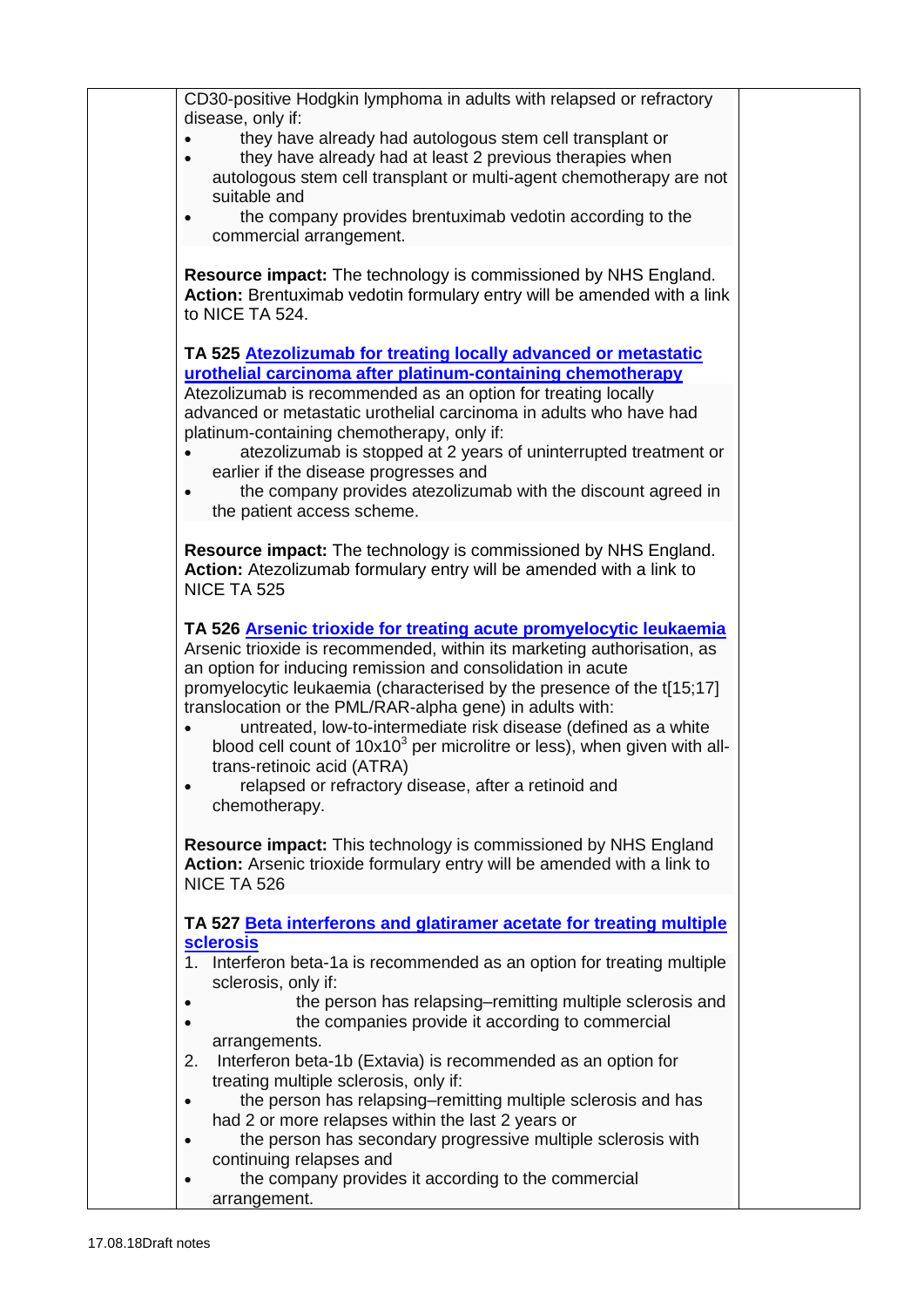| | CD30-positive Hodgkin lymphoma in adults with relapsed or refractory disease, only if:<br>• they have already had autologous stem cell transplant or<br>• they have already had at least 2 previous therapies when autologous stem cell transplant or multi-agent chemotherapy are not suitable and<br>• the company provides brentuximab vedotin according to the commercial arrangement.<br><br>**Resource impact:** The technology is commissioned by NHS England.<br>**Action:** Brentuximab vedotin formulary entry will be amended with a link to NICE TA 524.<br><br>**TA 525 Atezolizumab for treating locally advanced or metastatic urothelial carcinoma after platinum-containing chemotherapy**<br>Atezolizumab is recommended as an option for treating locally advanced or metastatic urothelial carcinoma in adults who have had platinum-containing chemotherapy, only if:<br>• atezolizumab is stopped at 2 years of uninterrupted treatment or earlier if the disease progresses and<br>• the company provides atezolizumab with the discount agreed in the patient access scheme.<br><br>**Resource impact:** The technology is commissioned by NHS England.<br>**Action:** Atezolizumab formulary entry will be amended with a link to NICE TA 525<br><br>**TA 526 Arsenic trioxide for treating acute promyelocytic leukaemia**<br>Arsenic trioxide is recommended, within its marketing authorisation, as an option for inducing remission and consolidation in acute promyelocytic leukaemia (characterised by the presence of the t[15;17] translocation or the PML/RAR-alpha gene) in adults with:<br>• untreated, low-to-intermediate risk disease (defined as a white blood cell count of $10x10^3$ per microlitre or less), when given with all-trans-retinoic acid (ATRA)<br>• relapsed or refractory disease, after a retinoid and chemotherapy.<br><br>**Resource impact:** This technology is commissioned by NHS England<br>**Action:** Arsenic trioxide formulary entry will be amended with a link to NICE TA 526<br><br>**TA 527 Beta interferons and glatiramer acetate for treating multiple sclerosis**<br>1. Interferon beta-1a is recommended as an option for treating multiple sclerosis, only if:<br>• the person has relapsing–remitting multiple sclerosis and<br>• the companies provide it according to commercial arrangements.<br>2. Interferon beta-1b (Extavia) is recommended as an option for treating multiple sclerosis, only if:<br>• the person has relapsing–remitting multiple sclerosis and has had 2 or more relapses within the last 2 years or<br>• the person has secondary progressive multiple sclerosis with continuing relapses and<br>• the company provides it according to the commercial arrangement. | |

17.08.18Draft notes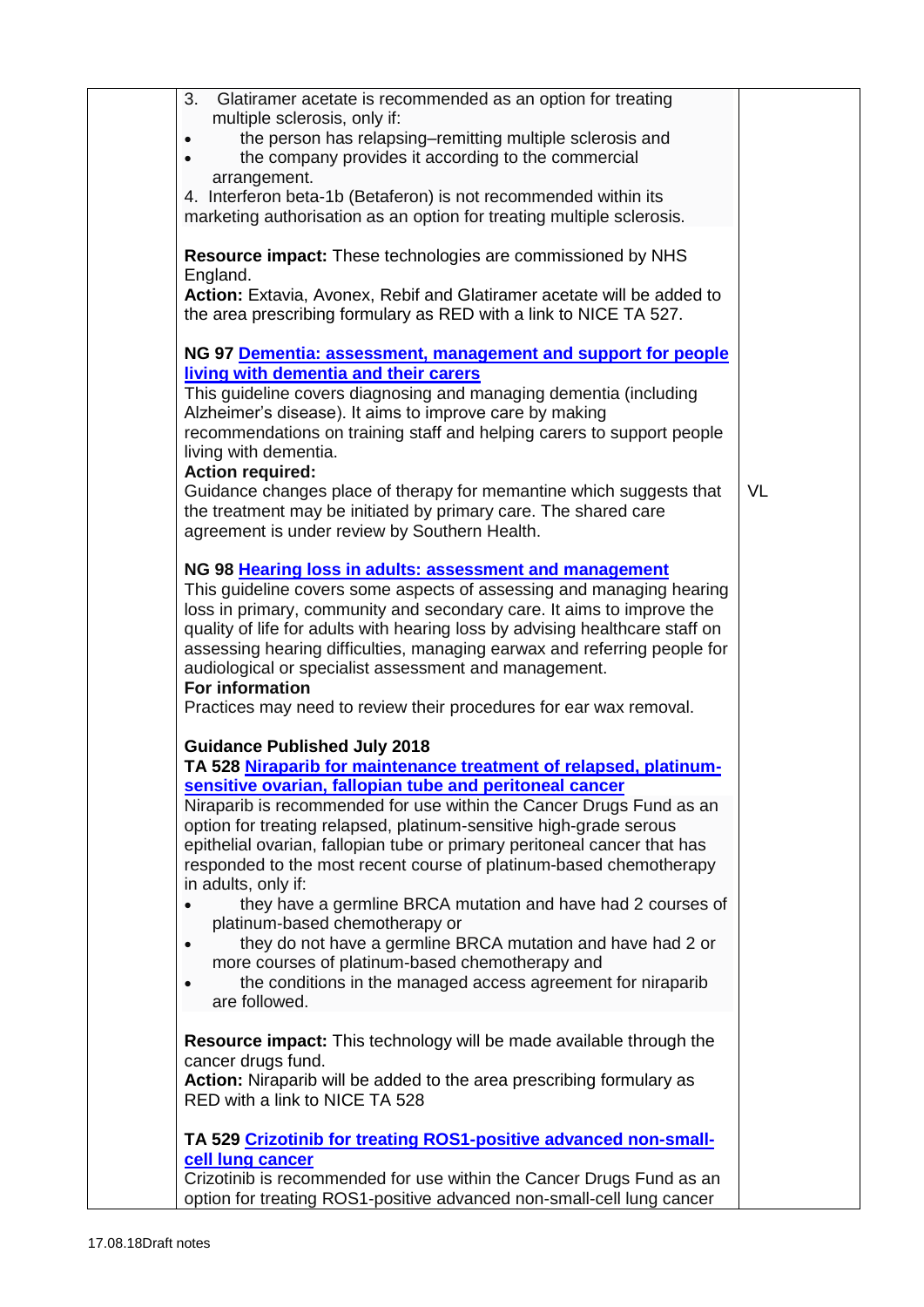| | | |
|---|---|---|
| | 3. Glatiramer acetate is recommended as an option for treating multiple sclerosis, only if:<br>• the person has relapsing–remitting multiple sclerosis and<br>• the company provides it according to the commercial arrangement.<br>4. Interferon beta-1b (Betaferon) is not recommended within its marketing authorisation as an option for treating multiple sclerosis.<br><br>**Resource impact:** These technologies are commissioned by NHS England.<br>**Action:** Extavia, Avonex, Rebif and Glatiramer acetate will be added to the area prescribing formulary as RED with a link to NICE TA 527.<br><br>**NG 97 Dementia: assessment, management and support for people living with dementia and their carers**<br>This guideline covers diagnosing and managing dementia (including Alzheimer's disease). It aims to improve care by making recommendations on training staff and helping carers to support people living with dementia.<br>**Action required:**<br>Guidance changes place of therapy for memantine which suggests that the treatment may be initiated by primary care. The shared care agreement is under review by Southern Health.<br><br>**NG 98 Hearing loss in adults: assessment and management**<br>This guideline covers some aspects of assessing and managing hearing loss in primary, community and secondary care. It aims to improve the quality of life for adults with hearing loss by advising healthcare staff on assessing hearing difficulties, managing earwax and referring people for audiological or specialist assessment and management.<br>**For information**<br>Practices may need to review their procedures for ear wax removal.<br><br>**Guidance Published July 2018**<br>**TA 528 Niraparib for maintenance treatment of relapsed, platinum-sensitive ovarian, fallopian tube and peritoneal cancer**<br>Niraparib is recommended for use within the Cancer Drugs Fund as an option for treating relapsed, platinum-sensitive high-grade serous epithelial ovarian, fallopian tube or primary peritoneal cancer that has responded to the most recent course of platinum-based chemotherapy in adults, only if:<br>• they have a germline BRCA mutation and have had 2 courses of platinum-based chemotherapy or<br>• they do not have a germline BRCA mutation and have had 2 or more courses of platinum-based chemotherapy and<br>• the conditions in the managed access agreement for niraparib are followed.<br><br>**Resource impact:** This technology will be made available through the cancer drugs fund.<br>**Action:** Niraparib will be added to the area prescribing formulary as RED with a link to NICE TA 528<br><br>**TA 529 Crizotinib for treating ROS1-positive advanced non-small-cell lung cancer**<br>Crizotinib is recommended for use within the Cancer Drugs Fund as an option for treating ROS1-positive advanced non-small-cell lung cancer | VL |

17.08.18Draft notes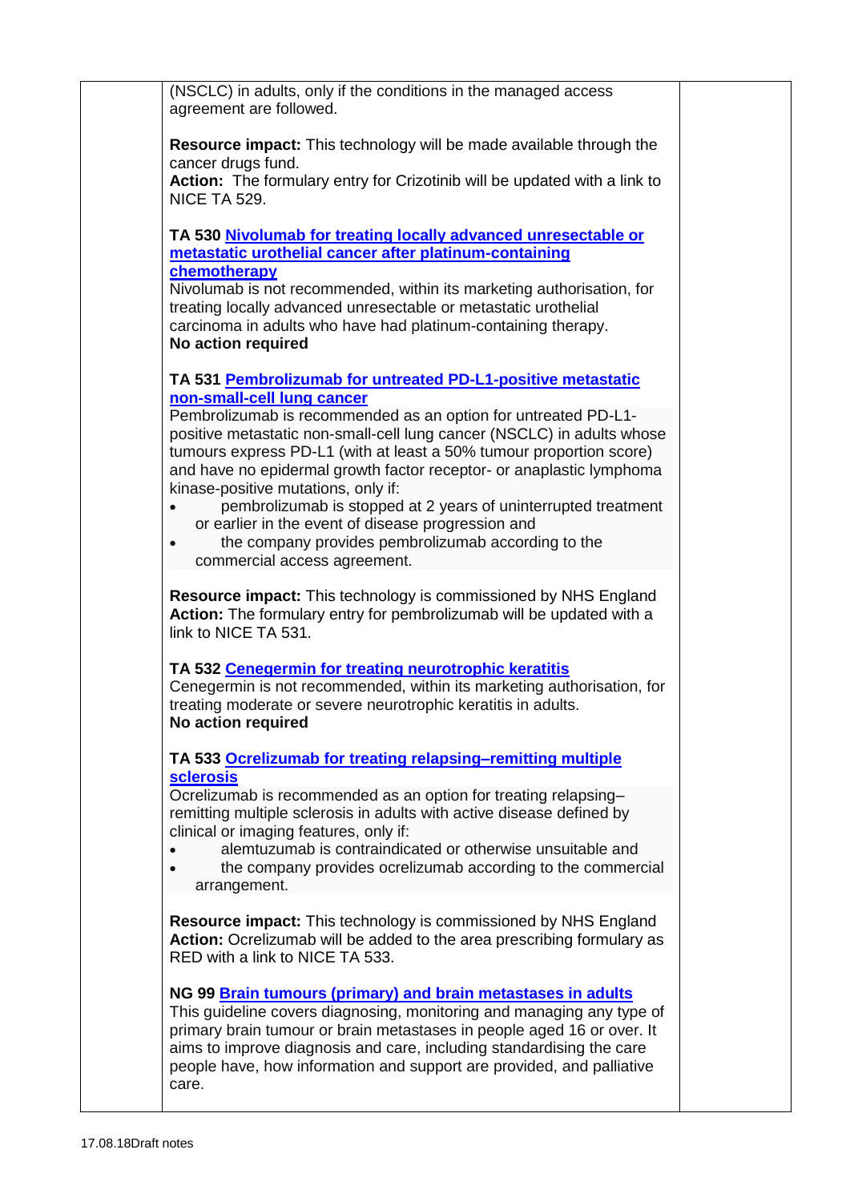| | (NSCLC) in adults, only if the conditions in the managed access agreement are followed.<br><br>**Resource impact:** This technology will be made available through the cancer drugs fund.<br>**Action:** The formulary entry for Crizotinib will be updated with a link to NICE TA 529.<br><br>**TA 530 Nivolumab for treating locally advanced unresectable or metastatic urothelial cancer after platinum-containing chemotherapy**<br>Nivolumab is not recommended, within its marketing authorisation, for treating locally advanced unresectable or metastatic urothelial carcinoma in adults who have had platinum-containing therapy.<br>**No action required**<br><br>**TA 531 Pembrolizumab for untreated PD-L1-positive metastatic non-small-cell lung cancer**<br>Pembrolizumab is recommended as an option for untreated PD-L1-positive metastatic non-small-cell lung cancer (NSCLC) in adults whose tumours express PD-L1 (with at least a 50% tumour proportion score) and have no epidermal growth factor receptor- or anaplastic lymphoma kinase-positive mutations, only if:<br>• pembrolizumab is stopped at 2 years of uninterrupted treatment or earlier in the event of disease progression and<br>• the company provides pembrolizumab according to the commercial access agreement.<br><br>**Resource impact:** This technology is commissioned by NHS England<br>**Action:** The formulary entry for pembrolizumab will be updated with a link to NICE TA 531.<br><br>**TA 532 Cenegermin for treating neurotrophic keratitis**<br>Cenegermin is not recommended, within its marketing authorisation, for treating moderate or severe neurotrophic keratitis in adults.<br>**No action required**<br><br>**TA 533 Ocrelizumab for treating relapsing–remitting multiple sclerosis**<br>Ocrelizumab is recommended as an option for treating relapsing–remitting multiple sclerosis in adults with active disease defined by clinical or imaging features, only if:<br>• alemtuzumab is contraindicated or otherwise unsuitable and<br>• the company provides ocrelizumab according to the commercial arrangement.<br><br>**Resource impact:** This technology is commissioned by NHS England<br>**Action:** Ocrelizumab will be added to the area prescribing formulary as RED with a link to NICE TA 533.<br><br>**NG 99 Brain tumours (primary) and brain metastases in adults**<br>This guideline covers diagnosing, monitoring and managing any type of primary brain tumour or brain metastases in people aged 16 or over. It aims to improve diagnosis and care, including standardising the care people have, how information and support are provided, and palliative care. | |
|---|---|---|

17.08.18Draft notes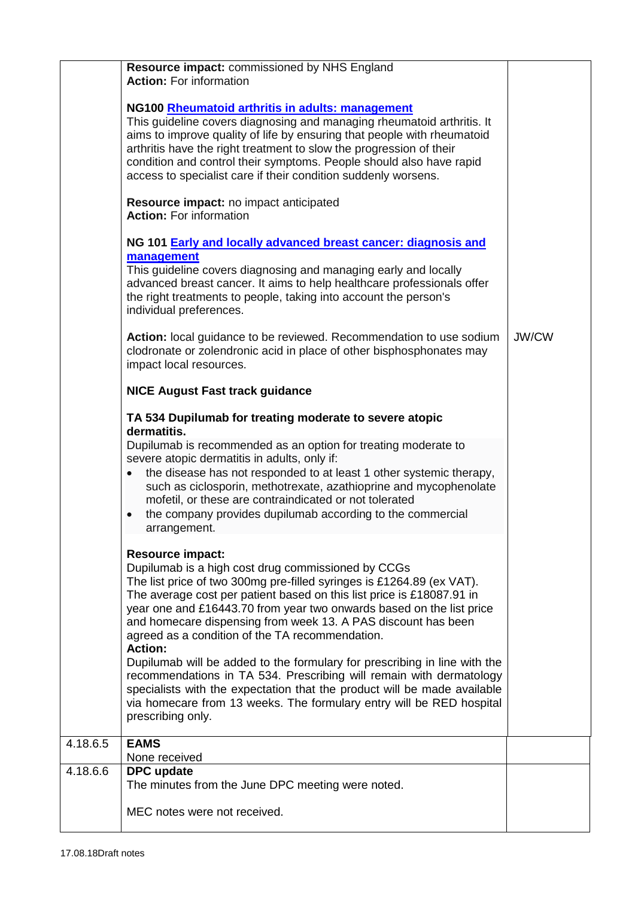| | | |
|---|---|---|
| | **Resource impact:** commissioned by NHS England<br>**Action:** For information<br><br>**NG100 Rheumatoid arthritis in adults: management**<br>This guideline covers diagnosing and managing rheumatoid arthritis. It aims to improve quality of life by ensuring that people with rheumatoid arthritis have the right treatment to slow the progression of their condition and control their symptoms. People should also have rapid access to specialist care if their condition suddenly worsens.<br><br>**Resource impact:** no impact anticipated<br>**Action:** For information<br><br>**NG 101 Early and locally advanced breast cancer: diagnosis and management**<br>This guideline covers diagnosing and managing early and locally advanced breast cancer. It aims to help healthcare professionals offer the right treatments to people, taking into account the person's individual preferences.<br><br>**Action:** local guidance to be reviewed. Recommendation to use sodium clodronate or zolendronic acid in place of other bisphosphonates may impact local resources.<br><br>**NICE August Fast track guidance**<br><br>**TA 534 Dupilumab for treating moderate to severe atopic dermatitis.**<br>Dupilumab is recommended as an option for treating moderate to severe atopic dermatitis in adults, only if:<br>• the disease has not responded to at least 1 other systemic therapy, such as ciclosporin, methotrexate, azathioprine and mycophenolate mofetil, or these are contraindicated or not tolerated<br>• the company provides dupilumab according to the commercial arrangement.<br><br>**Resource impact:**<br>Dupilumab is a high cost drug commissioned by CCGs<br>The list price of two 300mg pre-filled syringes is £1264.89 (ex VAT). The average cost per patient based on this list price is £18087.91 in year one and £16443.70 from year two onwards based on the list price and homecare dispensing from week 13. A PAS discount has been agreed as a condition of the TA recommendation.<br>**Action:**<br>Dupilumab will be added to the formulary for prescribing in line with the recommendations in TA 534. Prescribing will remain with dermatology specialists with the expectation that the product will be made available via homecare from 13 weeks. The formulary entry will be RED hospital prescribing only. | JW/CW |
| 4.18.6.5 | **EAMS**<br>None received | |
| 4.18.6.6 | **DPC update**<br>The minutes from the June DPC meeting were noted.<br><br>MEC notes were not received. | |

17.08.18Draft notes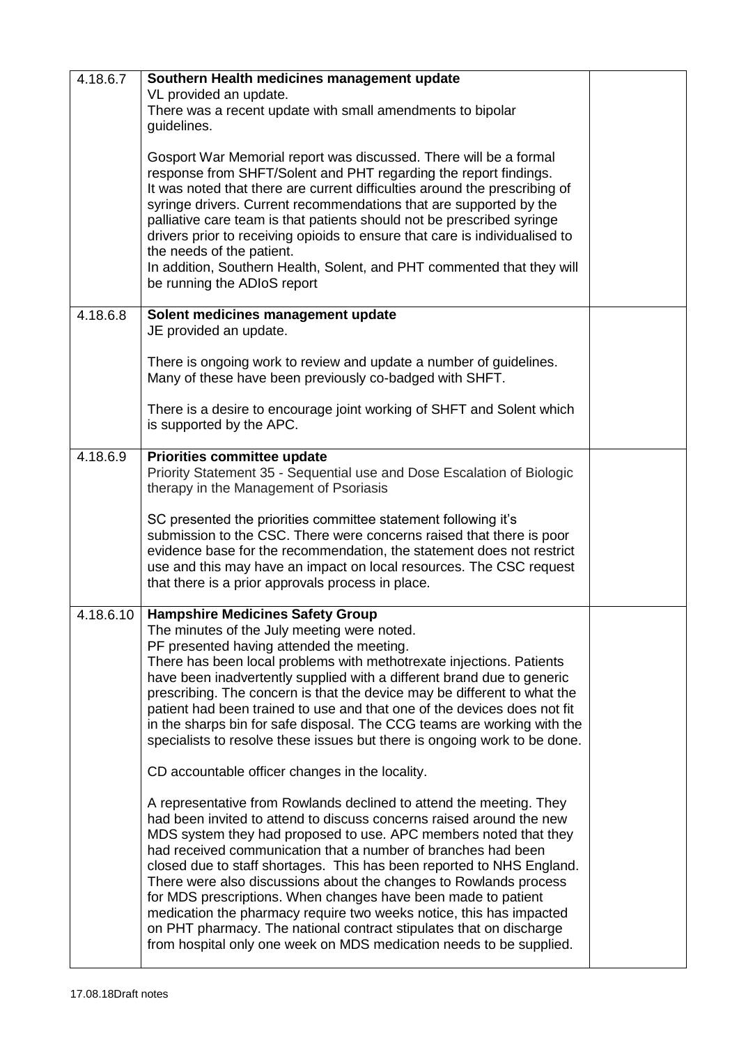| | | |
|---|---|---|
| 4.18.6.7 | **Southern Health medicines management update**<br>VL provided an update.<br>There was a recent update with small amendments to bipolar guidelines.<br><br>Gosport War Memorial report was discussed. There will be a formal response from SHFT/Solent and PHT regarding the report findings.<br>It was noted that there are current difficulties around the prescribing of syringe drivers. Current recommendations that are supported by the palliative care team is that patients should not be prescribed syringe drivers prior to receiving opioids to ensure that care is individualised to the needs of the patient.<br>In addition, Southern Health, Solent, and PHT commented that they will be running the ADIoS report | |
| 4.18.6.8 | **Solent medicines management update**<br>JE provided an update.<br><br>There is ongoing work to review and update a number of guidelines. Many of these have been previously co-badged with SHFT.<br><br>There is a desire to encourage joint working of SHFT and Solent which is supported by the APC. | |
| 4.18.6.9 | **Priorities committee update**<br>Priority Statement 35 - Sequential use and Dose Escalation of Biologic therapy in the Management of Psoriasis<br><br>SC presented the priorities committee statement following it's submission to the CSC. There were concerns raised that there is poor evidence base for the recommendation, the statement does not restrict use and this may have an impact on local resources. The CSC request that there is a prior approvals process in place. | |
| 4.18.6.10 | **Hampshire Medicines Safety Group**<br>The minutes of the July meeting were noted.<br>PF presented having attended the meeting.<br>There has been local problems with methotrexate injections. Patients have been inadvertently supplied with a different brand due to generic prescribing. The concern is that the device may be different to what the patient had been trained to use and that one of the devices does not fit in the sharps bin for safe disposal. The CCG teams are working with the specialists to resolve these issues but there is ongoing work to be done.<br><br>CD accountable officer changes in the locality.<br><br>A representative from Rowlands declined to attend the meeting. They had been invited to attend to discuss concerns raised around the new MDS system they had proposed to use. APC members noted that they had received communication that a number of branches had been closed due to staff shortages. This has been reported to NHS England. There were also discussions about the changes to Rowlands process for MDS prescriptions. When changes have been made to patient medication the pharmacy require two weeks notice, this has impacted on PHT pharmacy. The national contract stipulates that on discharge from hospital only one week on MDS medication needs to be supplied. | |

17.08.18Draft notes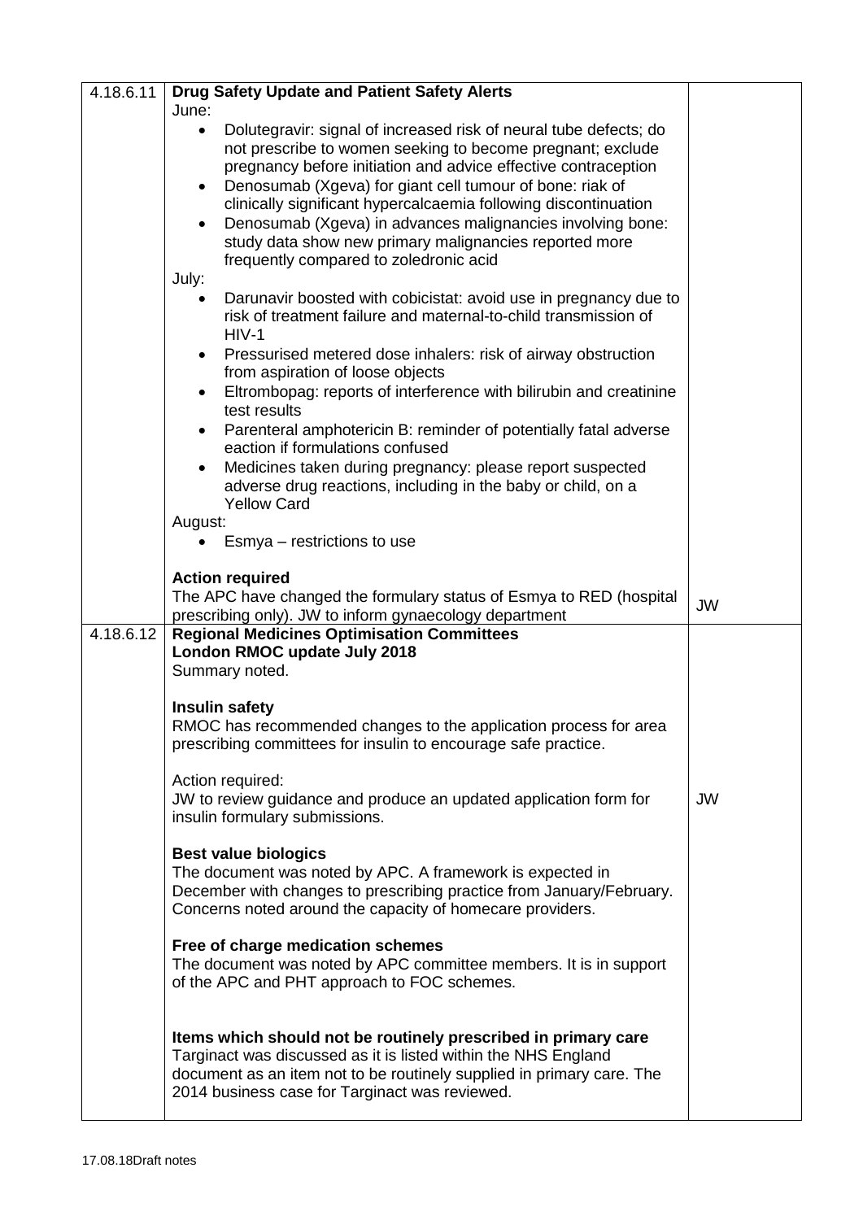| | | |
|---|---|---|
| 4.18.6.11 | **Drug Safety Update and Patient Safety Alerts**<br>June:<br>• Dolutegravir: signal of increased risk of neural tube defects; do not prescribe to women seeking to become pregnant; exclude pregnancy before initiation and advice effective contraception<br>• Denosumab (Xgeva) for giant cell tumour of bone: riak of clinically significant hypercalcaemia following discontinuation<br>• Denosumab (Xgeva) in advances malignancies involving bone: study data show new primary malignancies reported more frequently compared to zoledronic acid<br>July:<br>• Darunavir boosted with cobicistat: avoid use in pregnancy due to risk of treatment failure and maternal-to-child transmission of HIV-1<br>• Pressurised metered dose inhalers: risk of airway obstruction from aspiration of loose objects<br>• Eltrombopag: reports of interference with bilirubin and creatinine test results<br>• Parenteral amphotericin B: reminder of potentially fatal adverse eaction if formulations confused<br>• Medicines taken during pregnancy: please report suspected adverse drug reactions, including in the baby or child, on a Yellow Card<br>August:<br>• Esmya – restrictions to use<br><br>**Action required**<br>The APC have changed the formulary status of Esmya to RED (hospital prescribing only). JW to inform gynaecology department | JW |
| 4.18.6.12 | **Regional Medicines Optimisation Committees**<br>**London RMOC update July 2018**<br>Summary noted.<br><br>**Insulin safety**<br>RMOC has recommended changes to the application process for area prescribing committees for insulin to encourage safe practice.<br><br>Action required:<br>JW to review guidance and produce an updated application form for insulin formulary submissions.<br><br>**Best value biologics**<br>The document was noted by APC. A framework is expected in December with changes to prescribing practice from January/February. Concerns noted around the capacity of homecare providers.<br><br>**Free of charge medication schemes**<br>The document was noted by APC committee members. It is in support of the APC and PHT approach to FOC schemes.<br><br>**Items which should not be routinely prescribed in primary care**<br>Targinact was discussed as it is listed within the NHS England document as an item not to be routinely supplied in primary care. The 2014 business case for Targinact was reviewed. | JW |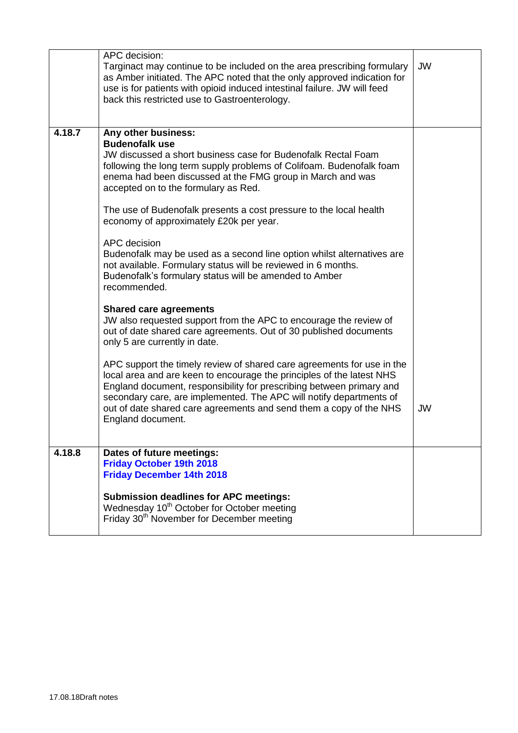| | | |
|---|---|---|
| | APC decision:<br>Targinact may continue to be included on the area prescribing formulary as Amber initiated. The APC noted that the only approved indication for use is for patients with opioid induced intestinal failure. JW will feed back this restricted use to Gastroenterology. | JW |
| **4.18.7** | **Any other business:**<br>**Budenofalk use**<br>JW discussed a short business case for Budenofalk Rectal Foam following the long term supply problems of Colifoam. Budenofalk foam enema had been discussed at the FMG group in March and was accepted on to the formulary as Red.<br><br>The use of Budenofalk presents a cost pressure to the local health economy of approximately £20k per year.<br><br>APC decision<br>Budenofalk may be used as a second line option whilst alternatives are not available. Formulary status will be reviewed in 6 months. Budenofalk's formulary status will be amended to Amber recommended.<br><br>**Shared care agreements**<br>JW also requested support from the APC to encourage the review of out of date shared care agreements. Out of 30 published documents only 5 are currently in date.<br><br>APC support the timely review of shared care agreements for use in the local area and are keen to encourage the principles of the latest NHS England document, responsibility for prescribing between primary and secondary care, are implemented. The APC will notify departments of out of date shared care agreements and send them a copy of the NHS England document. | JW |
| **4.18.8** | **Dates of future meetings:**<br>**Friday October 19th 2018**<br>**Friday December 14th 2018**<br><br>**Submission deadlines for APC meetings:**<br>Wednesday 10th October for October meeting<br>Friday 30th November for December meeting | |

17.08.18Draft notes